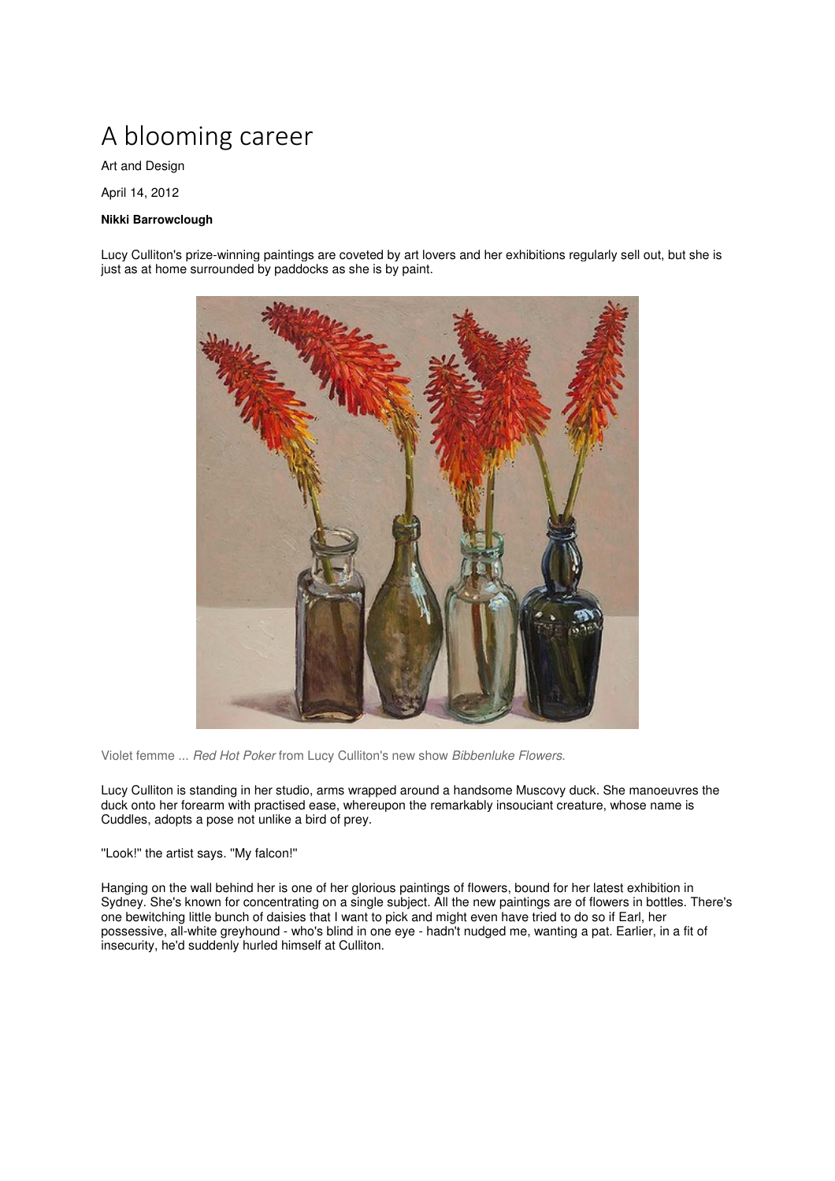# A blooming career

Art and Design

April 14, 2012

**Nikki Barrowclough**

Lucy Culliton's prize-winning paintings are coveted by art lovers and her exhibitions regularly sell out, but she is just as at home surrounded by paddocks as she is by paint.

Violet femme ... *Red Hot Poker* from Lucy Culliton's new show *Bibbenluke Flowers*.

Lucy Culliton is standing in her studio, arms wrapped around a handsome Muscovy duck. She manoeuvres the duck onto her forearm with practised ease, whereupon the remarkably insouciant creature, whose name is Cuddles, adopts a pose not unlike a bird of prey.

"Look!" the artist says. "My falcon!"

Hanging on the wall behind her is one of her glorious paintings of flowers, bound for her latest exhibition in Sydney. She's known for concentrating on a single subject. All the new paintings are of flowers in bottles. There's one bewitching little bunch of daisies that I want to pick and might even have tried to do so if Earl, her possessive, all-white greyhound - who's blind in one eye - hadn't nudged me, wanting a pat. Earlier, in a fit of insecurity, he'd suddenly hurled himself at Culliton.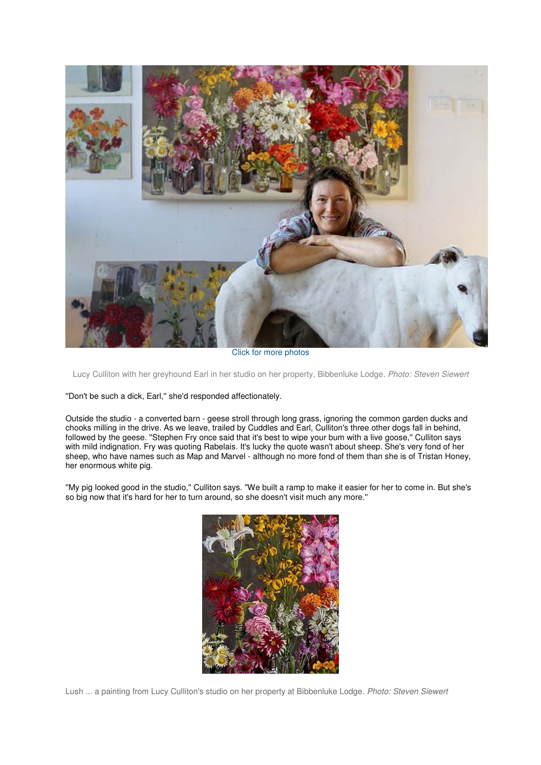Click for more photos

Lucy Culliton with her greyhound Earl in her studio on her property, Bibbenluke Lodge. *Photo: Steven Siewert*

''Don't be such a dick, Earl,'' she'd responded affectionately.

Outside the studio - a converted barn - geese stroll through long grass, ignoring the common garden ducks and chooks milling in the drive. As we leave, trailed by Cuddles and Earl, Culliton's three other dogs fall in behind, followed by the geese. ''Stephen Fry once said that it's best to wipe your bum with a live goose,'' Culliton says with mild indignation. Fry was quoting Rabelais. It's lucky the quote wasn't about sheep. She's very fond of her sheep, who have names such as Map and Marvel - although no more fond of them than she is of Tristan Honey, her enormous white pig.

''My pig looked good in the studio,'' Culliton says. ''We built a ramp to make it easier for her to come in. But she's so big now that it's hard for her to turn around, so she doesn't visit much any more.''

Lush ... a painting from Lucy Culliton's studio on her property at Bibbenluke Lodge. *Photo: Steven Siewert*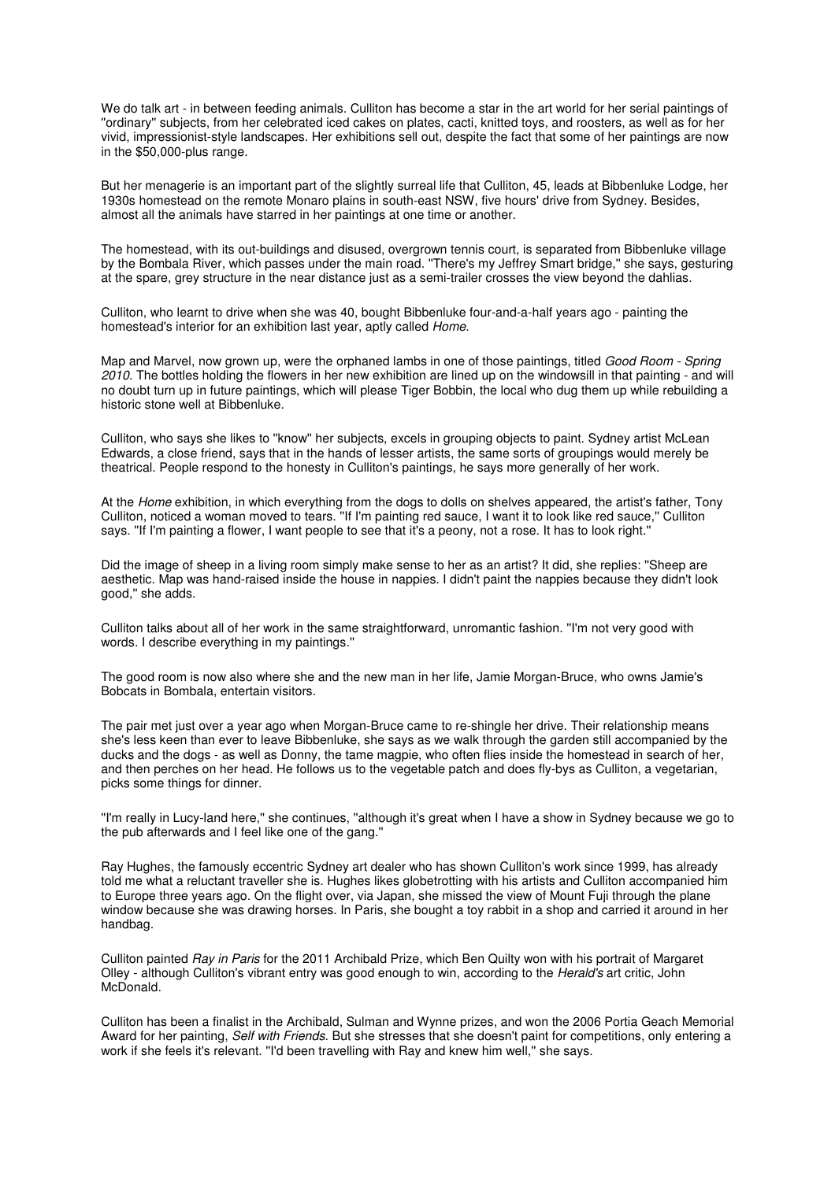We do talk art - in between feeding animals. Culliton has become a star in the art world for her serial paintings of ''ordinary'' subjects, from her celebrated iced cakes on plates, cacti, knitted toys, and roosters, as well as for her vivid, impressionist-style landscapes. Her exhibitions sell out, despite the fact that some of her paintings are now in the $50,000-plus range.

But her menagerie is an important part of the slightly surreal life that Culliton, 45, leads at Bibbenluke Lodge, her 1930s homestead on the remote Monaro plains in south-east NSW, five hours' drive from Sydney. Besides, almost all the animals have starred in her paintings at one time or another.

The homestead, with its out-buildings and disused, overgrown tennis court, is separated from Bibbenluke village by the Bombala River, which passes under the main road. ''There's my Jeffrey Smart bridge,'' she says, gesturing at the spare, grey structure in the near distance just as a semi-trailer crosses the view beyond the dahlias.

Culliton, who learnt to drive when she was 40, bought Bibbenluke four-and-a-half years ago - painting the homestead's interior for an exhibition last year, aptly called *Home*.

Map and Marvel, now grown up, were the orphaned lambs in one of those paintings, titled *Good Room - Spring 2010*. The bottles holding the flowers in her new exhibition are lined up on the windowsill in that painting - and will no doubt turn up in future paintings, which will please Tiger Bobbin, the local who dug them up while rebuilding a historic stone well at Bibbenluke.

Culliton, who says she likes to ''know'' her subjects, excels in grouping objects to paint. Sydney artist McLean Edwards, a close friend, says that in the hands of lesser artists, the same sorts of groupings would merely be theatrical. People respond to the honesty in Culliton's paintings, he says more generally of her work.

At the *Home* exhibition, in which everything from the dogs to dolls on shelves appeared, the artist's father, Tony Culliton, noticed a woman moved to tears. ''If I'm painting red sauce, I want it to look like red sauce,'' Culliton says. ''If I'm painting a flower, I want people to see that it's a peony, not a rose. It has to look right.''

Did the image of sheep in a living room simply make sense to her as an artist? It did, she replies: ''Sheep are aesthetic. Map was hand-raised inside the house in nappies. I didn't paint the nappies because they didn't look good,'' she adds.

Culliton talks about all of her work in the same straightforward, unromantic fashion. ''I'm not very good with words. I describe everything in my paintings.''

The good room is now also where she and the new man in her life, Jamie Morgan-Bruce, who owns Jamie's Bobcats in Bombala, entertain visitors.

The pair met just over a year ago when Morgan-Bruce came to re-shingle her drive. Their relationship means she's less keen than ever to leave Bibbenluke, she says as we walk through the garden still accompanied by the ducks and the dogs - as well as Donny, the tame magpie, who often flies inside the homestead in search of her, and then perches on her head. He follows us to the vegetable patch and does fly-bys as Culliton, a vegetarian, picks some things for dinner.

''I'm really in Lucy-land here,'' she continues, ''although it's great when I have a show in Sydney because we go to the pub afterwards and I feel like one of the gang.''

Ray Hughes, the famously eccentric Sydney art dealer who has shown Culliton's work since 1999, has already told me what a reluctant traveller she is. Hughes likes globetrotting with his artists and Culliton accompanied him to Europe three years ago. On the flight over, via Japan, she missed the view of Mount Fuji through the plane window because she was drawing horses. In Paris, she bought a toy rabbit in a shop and carried it around in her handbag.

Culliton painted *Ray in Paris* for the 2011 Archibald Prize, which Ben Quilty won with his portrait of Margaret Olley - although Culliton's vibrant entry was good enough to win, according to the *Herald's* art critic, John McDonald.

Culliton has been a finalist in the Archibald, Sulman and Wynne prizes, and won the 2006 Portia Geach Memorial Award for her painting, *Self with Friends*. But she stresses that she doesn't paint for competitions, only entering a work if she feels it's relevant. ''I'd been travelling with Ray and knew him well,'' she says.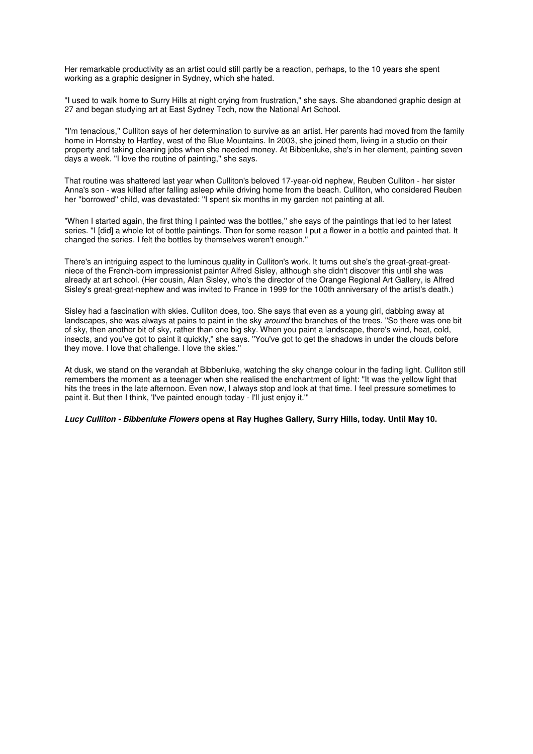Her remarkable productivity as an artist could still partly be a reaction, perhaps, to the 10 years she spent working as a graphic designer in Sydney, which she hated.

''I used to walk home to Surry Hills at night crying from frustration,'' she says. She abandoned graphic design at 27 and began studying art at East Sydney Tech, now the National Art School.

''I'm tenacious,'' Culliton says of her determination to survive as an artist. Her parents had moved from the family home in Hornsby to Hartley, west of the Blue Mountains. In 2003, she joined them, living in a studio on their property and taking cleaning jobs when she needed money. At Bibbenluke, she's in her element, painting seven days a week. ''I love the routine of painting,'' she says.

That routine was shattered last year when Culliton's beloved 17-year-old nephew, Reuben Culliton - her sister Anna's son - was killed after falling asleep while driving home from the beach. Culliton, who considered Reuben her ''borrowed'' child, was devastated: ''I spent six months in my garden not painting at all.

''When I started again, the first thing I painted was the bottles,'' she says of the paintings that led to her latest series. ''I [did] a whole lot of bottle paintings. Then for some reason I put a flower in a bottle and painted that. It changed the series. I felt the bottles by themselves weren't enough.''

There's an intriguing aspect to the luminous quality in Culliton's work. It turns out she's the great-great-great-niece of the French-born impressionist painter Alfred Sisley, although she didn't discover this until she was already at art school. (Her cousin, Alan Sisley, who's the director of the Orange Regional Art Gallery, is Alfred Sisley's great-great-nephew and was invited to France in 1999 for the 100th anniversary of the artist's death.)

Sisley had a fascination with skies. Culliton does, too. She says that even as a young girl, dabbing away at landscapes, she was always at pains to paint in the sky *around* the branches of the trees. ''So there was one bit of sky, then another bit of sky, rather than one big sky. When you paint a landscape, there's wind, heat, cold, insects, and you've got to paint it quickly,'' she says. ''You've got to get the shadows in under the clouds before they move. I love that challenge. I love the skies.''

At dusk, we stand on the verandah at Bibbenluke, watching the sky change colour in the fading light. Culliton still remembers the moment as a teenager when she realised the enchantment of light: ''It was the yellow light that hits the trees in the late afternoon. Even now, I always stop and look at that time. I feel pressure sometimes to paint it. But then I think, 'I've painted enough today - I'll just enjoy it.'''

***Lucy Culliton - Bibbenluke Flowers* opens at Ray Hughes Gallery, Surry Hills, today. Until May 10.**